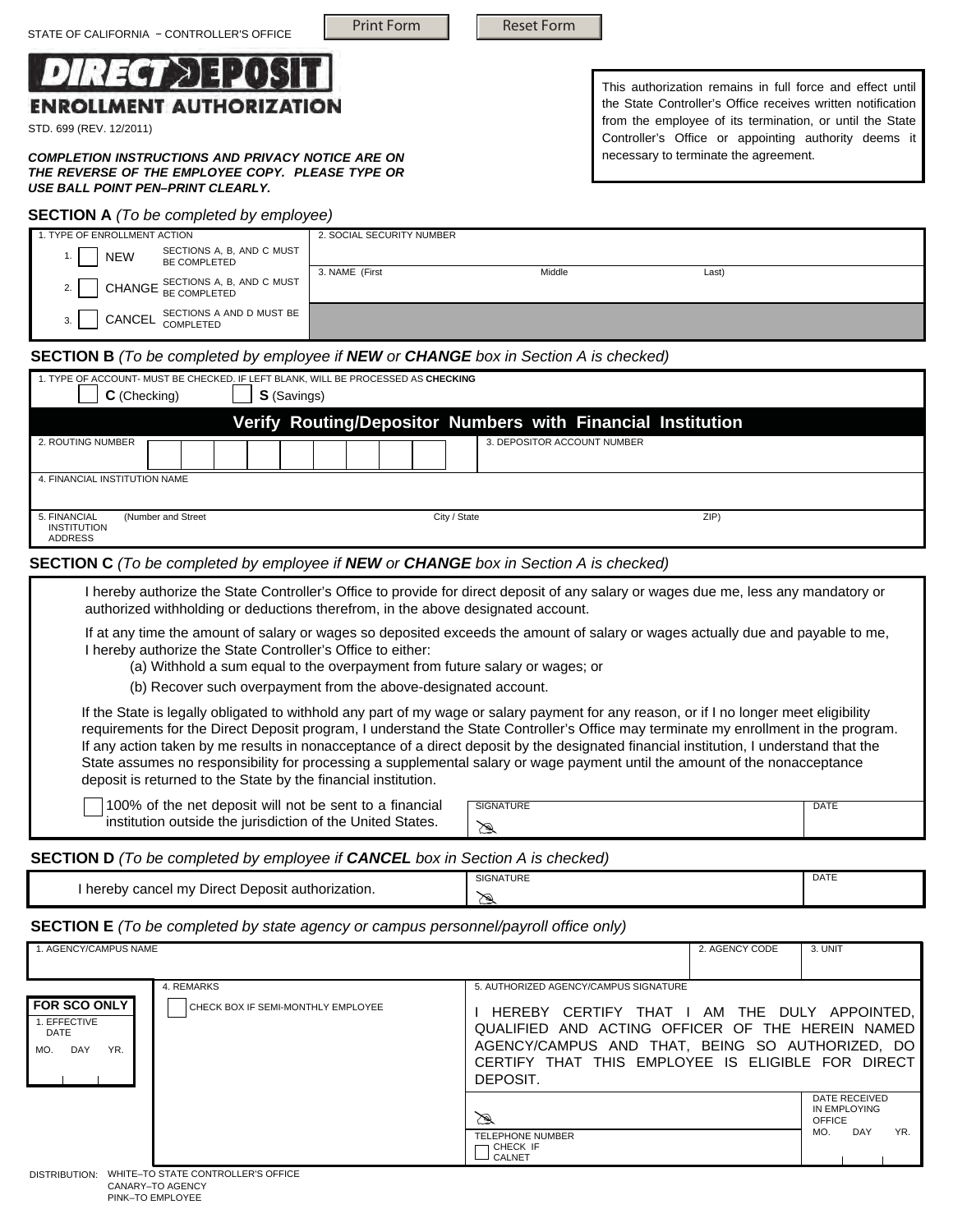STATE OF CALIFORNIA − CONTROLLER'S OFFICE

Print Form | Reset Form

# DIRECT DEPOSIT ENROLLMENT AUTHORIZATION

STD. 699 (REV. 12/2011)

***COMPLETION INSTRUCTIONS AND PRIVACY NOTICE ARE ON THE REVERSE OF THE EMPLOYEE COPY. PLEASE TYPE OR USE BALL POINT PEN–PRINT CLEARLY.***

This authorization remains in full force and effect until the State Controller's Office receives written notification from the employee of its termination, or until the State Controller's Office or appointing authority deems it necessary to terminate the agreement.

## SECTION A *(To be completed by employee)*

| 1. TYPE OF ENROLLMENT ACTION | 2. SOCIAL SECURITY NUMBER |
|---|---|
| 1. ☐ NEW — SECTIONS A, B, AND C MUST BE COMPLETED | |
| 2. ☐ CHANGE — SECTIONS A, B, AND C MUST BE COMPLETED | 3. NAME (First Middle Last) |
| 3. ☐ CANCEL — SECTIONS A AND D MUST BE COMPLETED | |

## SECTION B *(To be completed by employee if **NEW** or **CHANGE** box in Section A is checked)*

1. TYPE OF ACCOUNT- MUST BE CHECKED. IF LEFT BLANK, WILL BE PROCESSED AS **CHECKING**

☐ **C** (Checking) ☐ **S** (Savings)

**Verify Routing/Depositor Numbers with Financial Institution**

| 2. ROUTING NUMBER | 3. DEPOSITOR ACCOUNT NUMBER |
|---|---|
| 4. FINANCIAL INSTITUTION NAME | |
| 5. FINANCIAL INSTITUTION ADDRESS (Number and Street / City / State / ZIP) | |

## SECTION C *(To be completed by employee if **NEW** or **CHANGE** box in Section A is checked)*

I hereby authorize the State Controller's Office to provide for direct deposit of any salary or wages due me, less any mandatory or authorized withholding or deductions therefrom, in the above designated account.

If at any time the amount of salary or wages so deposited exceeds the amount of salary or wages actually due and payable to me, I hereby authorize the State Controller's Office to either:

(a) Withhold a sum equal to the overpayment from future salary or wages; or

(b) Recover such overpayment from the above-designated account.

If the State is legally obligated to withhold any part of my wage or salary payment for any reason, or if I no longer meet eligibility requirements for the Direct Deposit program, I understand the State Controller's Office may terminate my enrollment in the program. If any action taken by me results in nonacceptance of a direct deposit by the designated financial institution, I understand that the State assumes no responsibility for processing a supplemental salary or wage payment until the amount of the nonacceptance deposit is returned to the State by the financial institution.

| ☐ 100% of the net deposit will not be sent to a financial institution outside the jurisdiction of the United States. | SIGNATURE | DATE |
|---|---|---|

## SECTION D *(To be completed by employee if **CANCEL** box in Section A is checked)*

| I hereby cancel my Direct Deposit authorization. | SIGNATURE | DATE |
|---|---|---|

## SECTION E *(To be completed by state agency or campus personnel/payroll office only)*

| 1. AGENCY/CAMPUS NAME | | 2. AGENCY CODE | 3. UNIT |
|---|---|---|---|
| **FOR SCO ONLY** 1. EFFECTIVE DATE MO. DAY YR. | 4. REMARKS ☐ CHECK BOX IF SEMI-MONTHLY EMPLOYEE | 5. AUTHORIZED AGENCY/CAMPUS SIGNATURE I HEREBY CERTIFY THAT I AM THE DULY APPOINTED, QUALIFIED AND ACTING OFFICER OF THE HEREIN NAMED AGENCY/CAMPUS AND THAT, BEING SO AUTHORIZED, DO CERTIFY THAT THIS EMPLOYEE IS ELIGIBLE FOR DIRECT DEPOSIT. | |
| | | TELEPHONE NUMBER ☐ CHECK IF CALNET | DATE RECEIVED IN EMPLOYING OFFICE MO. DAY YR. |

DISTRIBUTION: WHITE–TO STATE CONTROLLER'S OFFICE
CANARY–TO AGENCY
PINK–TO EMPLOYEE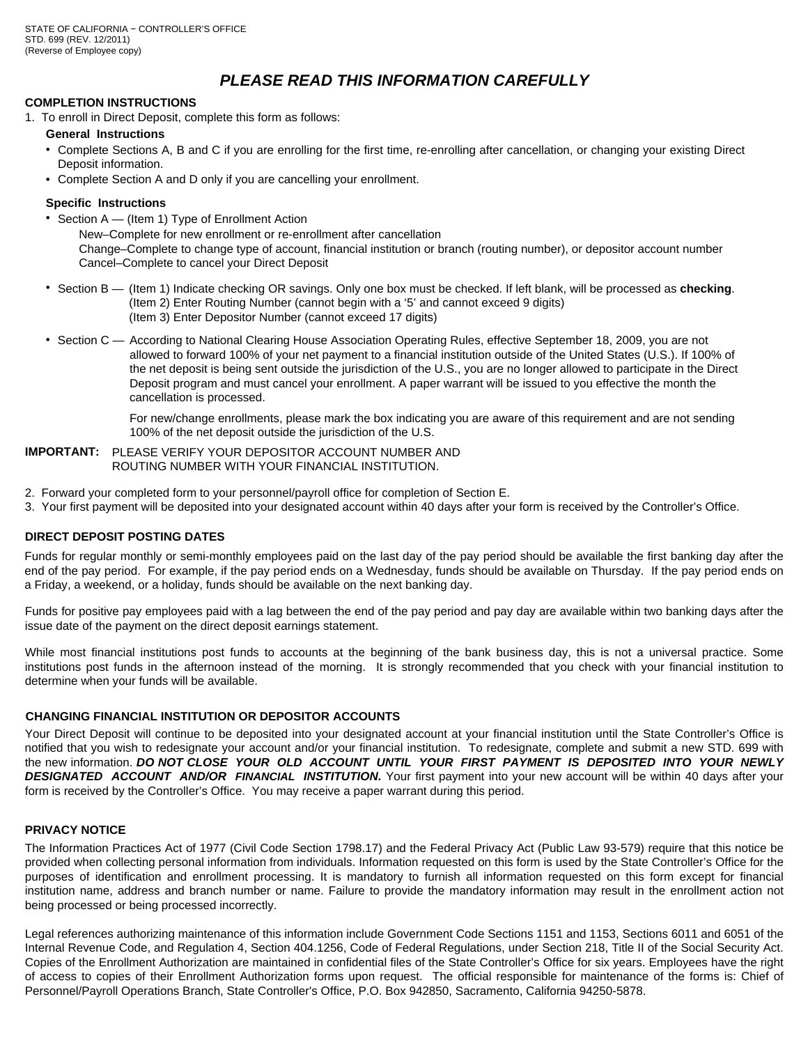STATE OF CALIFORNIA − CONTROLLER'S OFFICE
STD. 699 (REV. 12/2011)
(Reverse of Employee copy)

# *PLEASE READ THIS INFORMATION CAREFULLY*

## COMPLETION INSTRUCTIONS

1. To enroll in Direct Deposit, complete this form as follows:

### General Instructions

- Complete Sections A, B and C if you are enrolling for the first time, re-enrolling after cancellation, or changing your existing Direct Deposit information.
- Complete Section A and D only if you are cancelling your enrollment.

### Specific Instructions

- Section A — (Item 1) Type of Enrollment Action
  - New–Complete for new enrollment or re-enrollment after cancellation
  - Change–Complete to change type of account, financial institution or branch (routing number), or depositor account number
  - Cancel–Complete to cancel your Direct Deposit
- Section B — (Item 1) Indicate checking OR savings. Only one box must be checked. If left blank, will be processed as **checking**.
  (Item 2) Enter Routing Number (cannot begin with a '5' and cannot exceed 9 digits)
  (Item 3) Enter Depositor Number (cannot exceed 17 digits)
- Section C — According to National Clearing House Association Operating Rules, effective September 18, 2009, you are not allowed to forward 100% of your net payment to a financial institution outside of the United States (U.S.). If 100% of the net deposit is being sent outside the jurisdiction of the U.S., you are no longer allowed to participate in the Direct Deposit program and must cancel your enrollment. A paper warrant will be issued to you effective the month the cancellation is processed.

  For new/change enrollments, please mark the box indicating you are aware of this requirement and are not sending 100% of the net deposit outside the jurisdiction of the U.S.

**IMPORTANT:** PLEASE VERIFY YOUR DEPOSITOR ACCOUNT NUMBER AND ROUTING NUMBER WITH YOUR FINANCIAL INSTITUTION.

2. Forward your completed form to your personnel/payroll office for completion of Section E.
3. Your first payment will be deposited into your designated account within 40 days after your form is received by the Controller's Office.

## DIRECT DEPOSIT POSTING DATES

Funds for regular monthly or semi-monthly employees paid on the last day of the pay period should be available the first banking day after the end of the pay period. For example, if the pay period ends on a Wednesday, funds should be available on Thursday. If the pay period ends on a Friday, a weekend, or a holiday, funds should be available on the next banking day.

Funds for positive pay employees paid with a lag between the end of the pay period and pay day are available within two banking days after the issue date of the payment on the direct deposit earnings statement.

While most financial institutions post funds to accounts at the beginning of the bank business day, this is not a universal practice. Some institutions post funds in the afternoon instead of the morning. It is strongly recommended that you check with your financial institution to determine when your funds will be available.

## CHANGING FINANCIAL INSTITUTION OR DEPOSITOR ACCOUNTS

Your Direct Deposit will continue to be deposited into your designated account at your financial institution until the State Controller's Office is notified that you wish to redesignate your account and/or your financial institution. To redesignate, complete and submit a new STD. 699 with the new information. ***DO NOT CLOSE YOUR OLD ACCOUNT UNTIL YOUR FIRST PAYMENT IS DEPOSITED INTO YOUR NEWLY DESIGNATED ACCOUNT AND/OR FINANCIAL INSTITUTION.*** Your first payment into your new account will be within 40 days after your form is received by the Controller's Office. You may receive a paper warrant during this period.

## PRIVACY NOTICE

The Information Practices Act of 1977 (Civil Code Section 1798.17) and the Federal Privacy Act (Public Law 93-579) require that this notice be provided when collecting personal information from individuals. Information requested on this form is used by the State Controller's Office for the purposes of identification and enrollment processing. It is mandatory to furnish all information requested on this form except for financial institution name, address and branch number or name. Failure to provide the mandatory information may result in the enrollment action not being processed or being processed incorrectly.

Legal references authorizing maintenance of this information include Government Code Sections 1151 and 1153, Sections 6011 and 6051 of the Internal Revenue Code, and Regulation 4, Section 404.1256, Code of Federal Regulations, under Section 218, Title II of the Social Security Act. Copies of the Enrollment Authorization are maintained in confidential files of the State Controller's Office for six years. Employees have the right of access to copies of their Enrollment Authorization forms upon request. The official responsible for maintenance of the forms is: Chief of Personnel/Payroll Operations Branch, State Controller's Office, P.O. Box 942850, Sacramento, California 94250-5878.